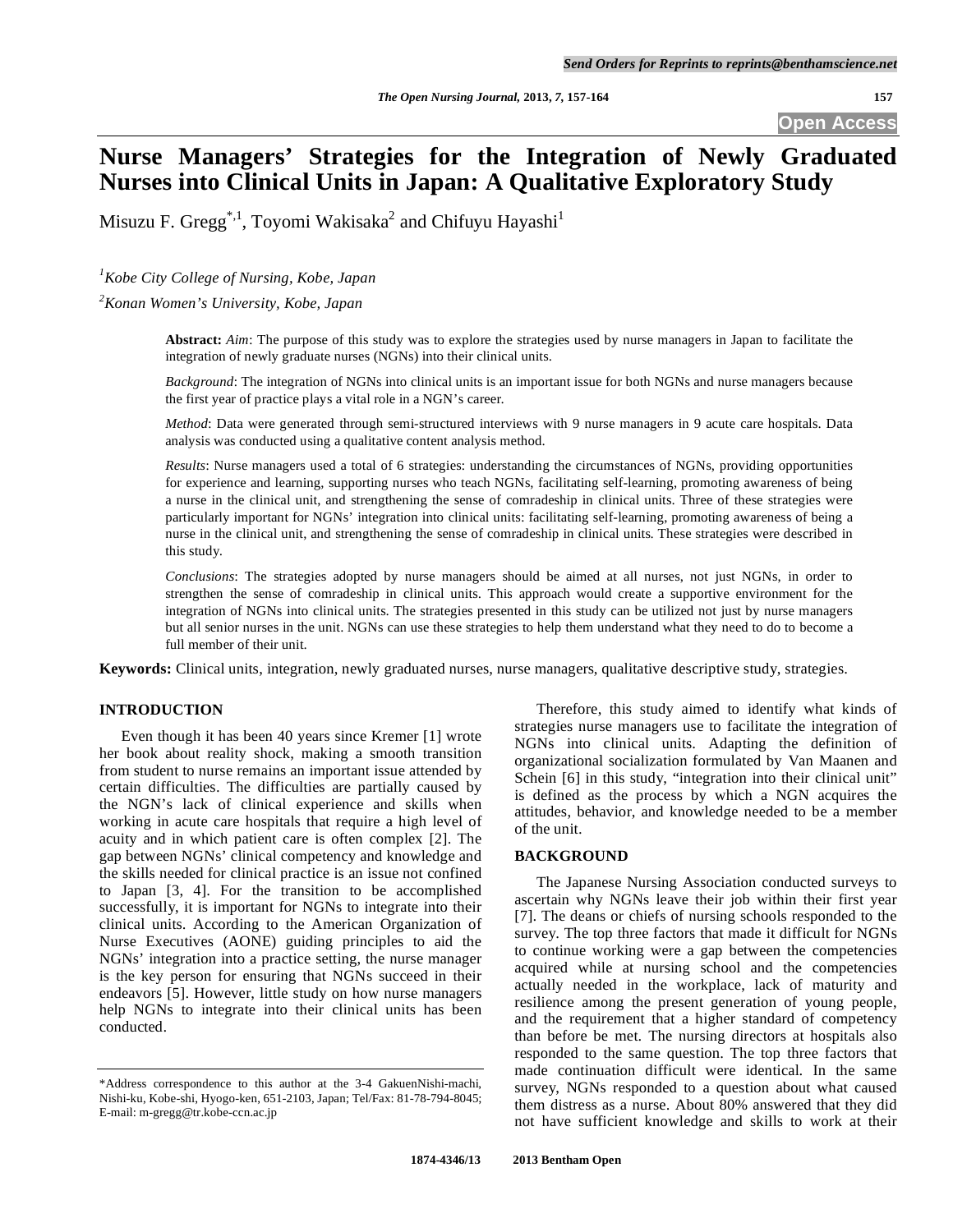# Nurse Managers' Strategies for the Integration of Newly Graduated Nurses into Clinical Units in Japan: A Qualitative Exploratory Study

Misuzu F. Gregg[*,1], Toyomi Wakisaka[2] and Chifuyu Hayashi[1]

[1]*Kobe City College of Nursing, Kobe, Japan*

[2]*Konan Women's University, Kobe, Japan*

**Abstract:** *Aim*: The purpose of this study was to explore the strategies used by nurse managers in Japan to facilitate the integration of newly graduate nurses (NGNs) into their clinical units.

*Background*: The integration of NGNs into clinical units is an important issue for both NGNs and nurse managers because the first year of practice plays a vital role in a NGN's career.

*Method*: Data were generated through semi-structured interviews with 9 nurse managers in 9 acute care hospitals. Data analysis was conducted using a qualitative content analysis method.

*Results*: Nurse managers used a total of 6 strategies: understanding the circumstances of NGNs, providing opportunities for experience and learning, supporting nurses who teach NGNs, facilitating self-learning, promoting awareness of being a nurse in the clinical unit, and strengthening the sense of comradeship in clinical units. Three of these strategies were particularly important for NGNs' integration into clinical units: facilitating self-learning, promoting awareness of being a nurse in the clinical unit, and strengthening the sense of comradeship in clinical units. These strategies were described in this study.

*Conclusions*: The strategies adopted by nurse managers should be aimed at all nurses, not just NGNs, in order to strengthen the sense of comradeship in clinical units. This approach would create a supportive environment for the integration of NGNs into clinical units. The strategies presented in this study can be utilized not just by nurse managers but all senior nurses in the unit. NGNs can use these strategies to help them understand what they need to do to become a full member of their unit.

**Keywords:** Clinical units, integration, newly graduated nurses, nurse managers, qualitative descriptive study, strategies.

## INTRODUCTION

Even though it has been 40 years since Kremer [1] wrote her book about reality shock, making a smooth transition from student to nurse remains an important issue attended by certain difficulties. The difficulties are partially caused by the NGN's lack of clinical experience and skills when working in acute care hospitals that require a high level of acuity and in which patient care is often complex [2]. The gap between NGNs' clinical competency and knowledge and the skills needed for clinical practice is an issue not confined to Japan [3, 4]. For the transition to be accomplished successfully, it is important for NGNs to integrate into their clinical units. According to the American Organization of Nurse Executives (AONE) guiding principles to aid the NGNs' integration into a practice setting, the nurse manager is the key person for ensuring that NGNs succeed in their endeavors [5]. However, little study on how nurse managers help NGNs to integrate into their clinical units has been conducted.

Therefore, this study aimed to identify what kinds of strategies nurse managers use to facilitate the integration of NGNs into clinical units. Adapting the definition of organizational socialization formulated by Van Maanen and Schein [6] in this study, "integration into their clinical unit" is defined as the process by which a NGN acquires the attitudes, behavior, and knowledge needed to be a member of the unit.

## BACKGROUND

The Japanese Nursing Association conducted surveys to ascertain why NGNs leave their job within their first year [7]. The deans or chiefs of nursing schools responded to the survey. The top three factors that made it difficult for NGNs to continue working were a gap between the competencies acquired while at nursing school and the competencies actually needed in the workplace, lack of maturity and resilience among the present generation of young people, and the requirement that a higher standard of competency than before be met. The nursing directors at hospitals also responded to the same question. The top three factors that made continuation difficult were identical. In the same survey, NGNs responded to a question about what caused them distress as a nurse. About 80% answered that they did not have sufficient knowledge and skills to work at their

*Address correspondence to this author at the 3-4 GakuenNishi-machi, Nishi-ku, Kobe-shi, Hyogo-ken, 651-2103, Japan; Tel/Fax: 81-78-794-8045; E-mail: m-gregg@tr.kobe-ccn.ac.jp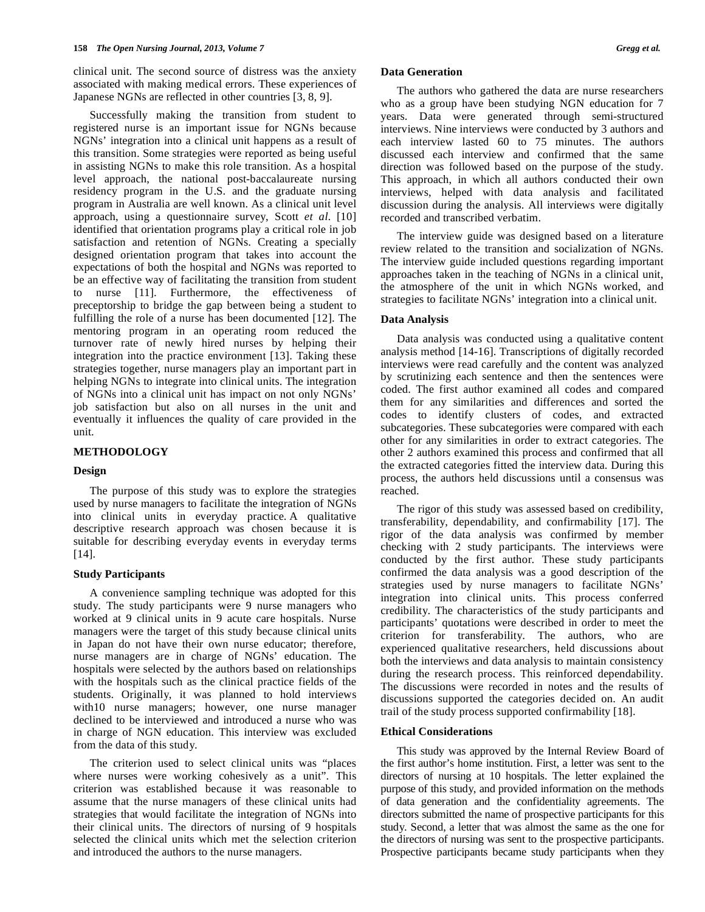clinical unit. The second source of distress was the anxiety associated with making medical errors. These experiences of Japanese NGNs are reflected in other countries [3, 8, 9].

Successfully making the transition from student to registered nurse is an important issue for NGNs because NGNs' integration into a clinical unit happens as a result of this transition. Some strategies were reported as being useful in assisting NGNs to make this role transition. As a hospital level approach, the national post-baccalaureate nursing residency program in the U.S. and the graduate nursing program in Australia are well known. As a clinical unit level approach, using a questionnaire survey, Scott *et al.* [10] identified that orientation programs play a critical role in job satisfaction and retention of NGNs. Creating a specially designed orientation program that takes into account the expectations of both the hospital and NGNs was reported to be an effective way of facilitating the transition from student to nurse [11]. Furthermore, the effectiveness of preceptorship to bridge the gap between being a student to fulfilling the role of a nurse has been documented [12]. The mentoring program in an operating room reduced the turnover rate of newly hired nurses by helping their integration into the practice environment [13]. Taking these strategies together, nurse managers play an important part in helping NGNs to integrate into clinical units. The integration of NGNs into a clinical unit has impact on not only NGNs' job satisfaction but also on all nurses in the unit and eventually it influences the quality of care provided in the unit.

## METHODOLOGY

### Design

The purpose of this study was to explore the strategies used by nurse managers to facilitate the integration of NGNs into clinical units in everyday practice. A qualitative descriptive research approach was chosen because it is suitable for describing everyday events in everyday terms [14].

### Study Participants

A convenience sampling technique was adopted for this study. The study participants were 9 nurse managers who worked at 9 clinical units in 9 acute care hospitals. Nurse managers were the target of this study because clinical units in Japan do not have their own nurse educator; therefore, nurse managers are in charge of NGNs' education. The hospitals were selected by the authors based on relationships with the hospitals such as the clinical practice fields of the students. Originally, it was planned to hold interviews with10 nurse managers; however, one nurse manager declined to be interviewed and introduced a nurse who was in charge of NGN education. This interview was excluded from the data of this study.

The criterion used to select clinical units was "places where nurses were working cohesively as a unit". This criterion was established because it was reasonable to assume that the nurse managers of these clinical units had strategies that would facilitate the integration of NGNs into their clinical units. The directors of nursing of 9 hospitals selected the clinical units which met the selection criterion and introduced the authors to the nurse managers.

### Data Generation

The authors who gathered the data are nurse researchers who as a group have been studying NGN education for 7 years. Data were generated through semi-structured interviews. Nine interviews were conducted by 3 authors and each interview lasted 60 to 75 minutes. The authors discussed each interview and confirmed that the same direction was followed based on the purpose of the study. This approach, in which all authors conducted their own interviews, helped with data analysis and facilitated discussion during the analysis. All interviews were digitally recorded and transcribed verbatim.

The interview guide was designed based on a literature review related to the transition and socialization of NGNs. The interview guide included questions regarding important approaches taken in the teaching of NGNs in a clinical unit, the atmosphere of the unit in which NGNs worked, and strategies to facilitate NGNs' integration into a clinical unit.

### Data Analysis

Data analysis was conducted using a qualitative content analysis method [14-16]. Transcriptions of digitally recorded interviews were read carefully and the content was analyzed by scrutinizing each sentence and then the sentences were coded. The first author examined all codes and compared them for any similarities and differences and sorted the codes to identify clusters of codes, and extracted subcategories. These subcategories were compared with each other for any similarities in order to extract categories. The other 2 authors examined this process and confirmed that all the extracted categories fitted the interview data. During this process, the authors held discussions until a consensus was reached.

The rigor of this study was assessed based on credibility, transferability, dependability, and confirmability [17]. The rigor of the data analysis was confirmed by member checking with 2 study participants. The interviews were conducted by the first author. These study participants confirmed the data analysis was a good description of the strategies used by nurse managers to facilitate NGNs' integration into clinical units. This process conferred credibility. The characteristics of the study participants and participants' quotations were described in order to meet the criterion for transferability. The authors, who are experienced qualitative researchers, held discussions about both the interviews and data analysis to maintain consistency during the research process. This reinforced dependability. The discussions were recorded in notes and the results of discussions supported the categories decided on. An audit trail of the study process supported confirmability [18].

### Ethical Considerations

This study was approved by the Internal Review Board of the first author's home institution. First, a letter was sent to the directors of nursing at 10 hospitals. The letter explained the purpose of this study, and provided information on the methods of data generation and the confidentiality agreements. The directors submitted the name of prospective participants for this study. Second, a letter that was almost the same as the one for the directors of nursing was sent to the prospective participants. Prospective participants became study participants when they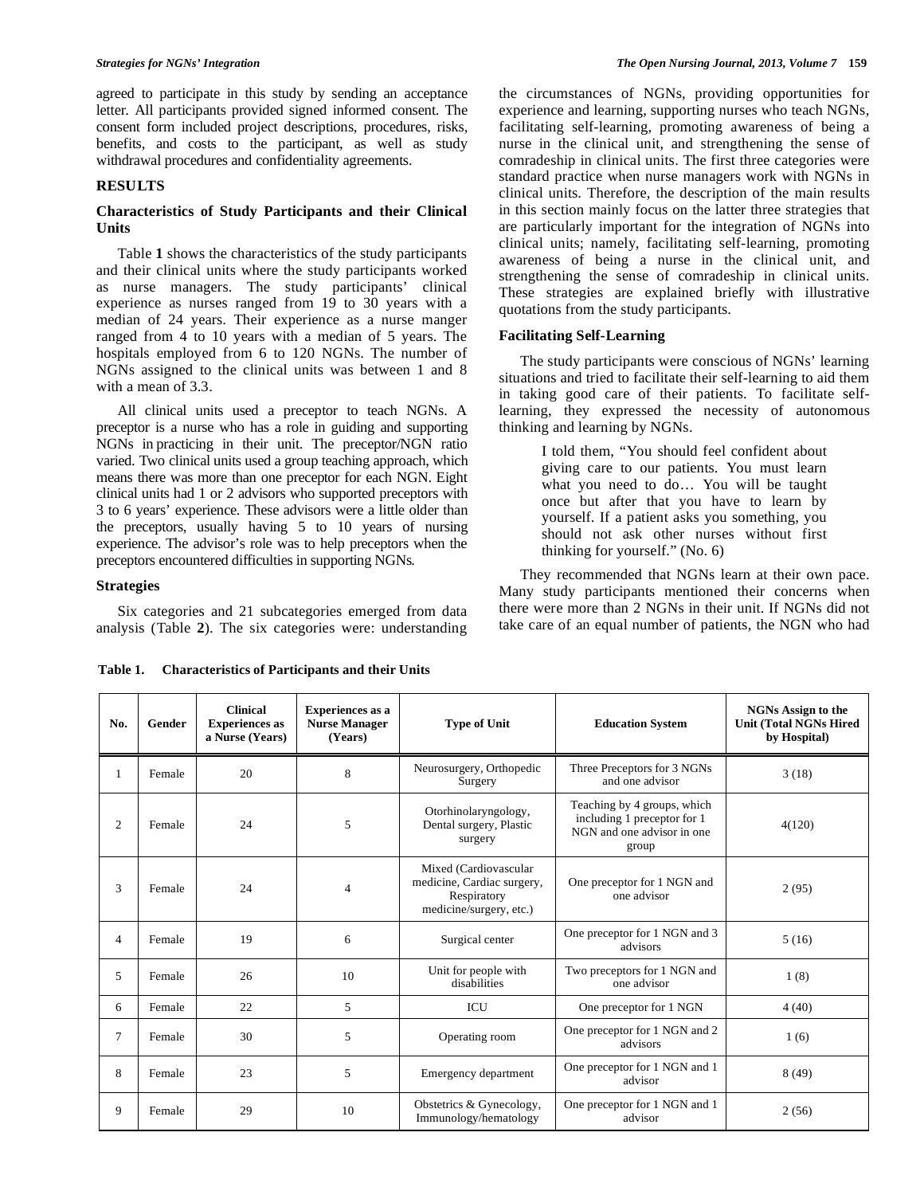agreed to participate in this study by sending an acceptance letter. All participants provided signed informed consent. The consent form included project descriptions, procedures, risks, benefits, and costs to the participant, as well as study withdrawal procedures and confidentiality agreements.

## RESULTS

### Characteristics of Study Participants and their Clinical Units

Table **1** shows the characteristics of the study participants and their clinical units where the study participants worked as nurse managers. The study participants' clinical experience as nurses ranged from 19 to 30 years with a median of 24 years. Their experience as a nurse manger ranged from 4 to 10 years with a median of 5 years. The hospitals employed from 6 to 120 NGNs. The number of NGNs assigned to the clinical units was between 1 and 8 with a mean of 3.3.

All clinical units used a preceptor to teach NGNs. A preceptor is a nurse who has a role in guiding and supporting NGNs in practicing in their unit. The preceptor/NGN ratio varied. Two clinical units used a group teaching approach, which means there was more than one preceptor for each NGN. Eight clinical units had 1 or 2 advisors who supported preceptors with 3 to 6 years' experience. These advisors were a little older than the preceptors, usually having 5 to 10 years of nursing experience. The advisor's role was to help preceptors when the preceptors encountered difficulties in supporting NGNs.

### Strategies

Six categories and 21 subcategories emerged from data analysis (Table **2**). The six categories were: understanding the circumstances of NGNs, providing opportunities for experience and learning, supporting nurses who teach NGNs, facilitating self-learning, promoting awareness of being a nurse in the clinical unit, and strengthening the sense of comradeship in clinical units. The first three categories were standard practice when nurse managers work with NGNs in clinical units. Therefore, the description of the main results in this section mainly focus on the latter three strategies that are particularly important for the integration of NGNs into clinical units; namely, facilitating self-learning, promoting awareness of being a nurse in the clinical unit, and strengthening the sense of comradeship in clinical units. These strategies are explained briefly with illustrative quotations from the study participants.

### Facilitating Self-Learning

The study participants were conscious of NGNs' learning situations and tried to facilitate their self-learning to aid them in taking good care of their patients. To facilitate self-learning, they expressed the necessity of autonomous thinking and learning by NGNs.

> I told them, "You should feel confident about giving care to our patients. You must learn what you need to do… You will be taught once but after that you have to learn by yourself. If a patient asks you something, you should not ask other nurses without first thinking for yourself." (No. 6)

They recommended that NGNs learn at their own pace. Many study participants mentioned their concerns when there were more than 2 NGNs in their unit. If NGNs did not take care of an equal number of patients, the NGN who had

**Table 1. Characteristics of Participants and their Units**

| No. | Gender | Clinical Experiences as a Nurse (Years) | Experiences as a Nurse Manager (Years) | Type of Unit | Education System | NGNs Assign to the Unit (Total NGNs Hired by Hospital) |
|---|---|---|---|---|---|---|
| 1 | Female | 20 | 8 | Neurosurgery, Orthopedic Surgery | Three Preceptors for 3 NGNs and one advisor | 3 (18) |
| 2 | Female | 24 | 5 | Otorhinolaryngology, Dental surgery, Plastic surgery | Teaching by 4 groups, which including 1 preceptor for 1 NGN and one advisor in one group | 4(120) |
| 3 | Female | 24 | 4 | Mixed (Cardiovascular medicine, Cardiac surgery, Respiratory medicine/surgery, etc.) | One preceptor for 1 NGN and one advisor | 2 (95) |
| 4 | Female | 19 | 6 | Surgical center | One preceptor for 1 NGN and 3 advisors | 5 (16) |
| 5 | Female | 26 | 10 | Unit for people with disabilities | Two preceptors for 1 NGN and one advisor | 1 (8) |
| 6 | Female | 22 | 5 | ICU | One preceptor for 1 NGN | 4 (40) |
| 7 | Female | 30 | 5 | Operating room | One preceptor for 1 NGN and 2 advisors | 1 (6) |
| 8 | Female | 23 | 5 | Emergency department | One preceptor for 1 NGN and 1 advisor | 8 (49) |
| 9 | Female | 29 | 10 | Obstetrics & Gynecology, Immunology/hematology | One preceptor for 1 NGN and 1 advisor | 2 (56) |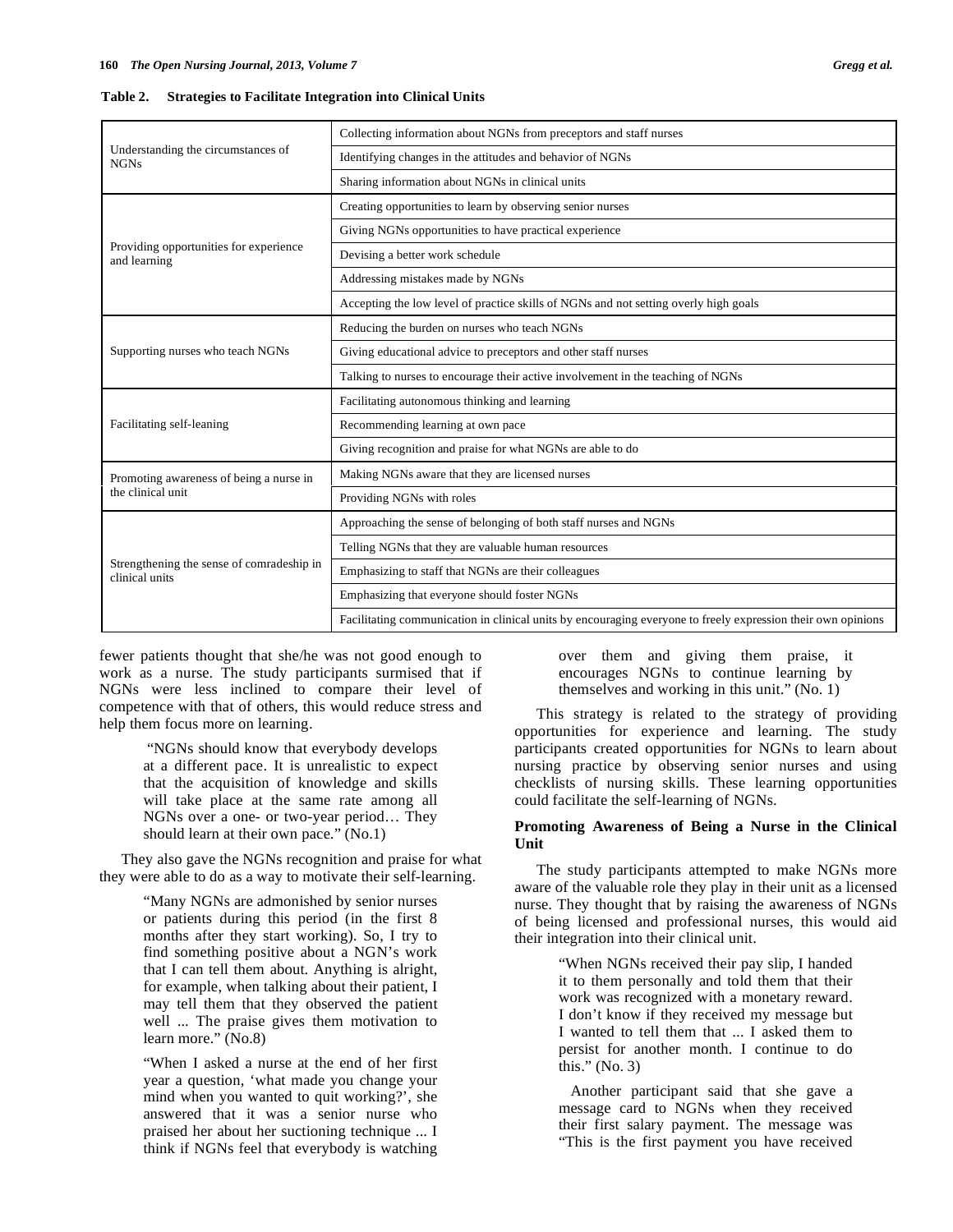**Table 2. Strategies to Facilitate Integration into Clinical Units**

| | |
|---|---|
| Understanding the circumstances of NGNs | Collecting information about NGNs from preceptors and staff nurses |
| | Identifying changes in the attitudes and behavior of NGNs |
| | Sharing information about NGNs in clinical units |
| Providing opportunities for experience and learning | Creating opportunities to learn by observing senior nurses |
| | Giving NGNs opportunities to have practical experience |
| | Devising a better work schedule |
| | Addressing mistakes made by NGNs |
| | Accepting the low level of practice skills of NGNs and not setting overly high goals |
| Supporting nurses who teach NGNs | Reducing the burden on nurses who teach NGNs |
| | Giving educational advice to preceptors and other staff nurses |
| | Talking to nurses to encourage their active involvement in the teaching of NGNs |
| Facilitating self-leaning | Facilitating autonomous thinking and learning |
| | Recommending learning at own pace |
| | Giving recognition and praise for what NGNs are able to do |
| Promoting awareness of being a nurse in the clinical unit | Making NGNs aware that they are licensed nurses |
| | Providing NGNs with roles |
| Strengthening the sense of comradeship in clinical units | Approaching the sense of belonging of both staff nurses and NGNs |
| | Telling NGNs that they are valuable human resources |
| | Emphasizing to staff that NGNs are their colleagues |
| | Emphasizing that everyone should foster NGNs |
| | Facilitating communication in clinical units by encouraging everyone to freely expression their own opinions |

fewer patients thought that she/he was not good enough to work as a nurse. The study participants surmised that if NGNs were less inclined to compare their level of competence with that of others, this would reduce stress and help them focus more on learning.

> "NGNs should know that everybody develops at a different pace. It is unrealistic to expect that the acquisition of knowledge and skills will take place at the same rate among all NGNs over a one- or two-year period… They should learn at their own pace." (No.1)

They also gave the NGNs recognition and praise for what they were able to do as a way to motivate their self-learning.

> "Many NGNs are admonished by senior nurses or patients during this period (in the first 8 months after they start working). So, I try to find something positive about a NGN's work that I can tell them about. Anything is alright, for example, when talking about their patient, I may tell them that they observed the patient well ... The praise gives them motivation to learn more." (No.8)

> "When I asked a nurse at the end of her first year a question, 'what made you change your mind when you wanted to quit working?', she answered that it was a senior nurse who praised her about her suctioning technique ... I think if NGNs feel that everybody is watching over them and giving them praise, it encourages NGNs to continue learning by themselves and working in this unit." (No. 1)

This strategy is related to the strategy of providing opportunities for experience and learning. The study participants created opportunities for NGNs to learn about nursing practice by observing senior nurses and using checklists of nursing skills. These learning opportunities could facilitate the self-learning of NGNs.

### Promoting Awareness of Being a Nurse in the Clinical Unit

The study participants attempted to make NGNs more aware of the valuable role they play in their unit as a licensed nurse. They thought that by raising the awareness of NGNs of being licensed and professional nurses, this would aid their integration into their clinical unit.

> "When NGNs received their pay slip, I handed it to them personally and told them that their work was recognized with a monetary reward. I don't know if they received my message but I wanted to tell them that ... I asked them to persist for another month. I continue to do this." (No. 3)

> Another participant said that she gave a message card to NGNs when they received their first salary payment. The message was "This is the first payment you have received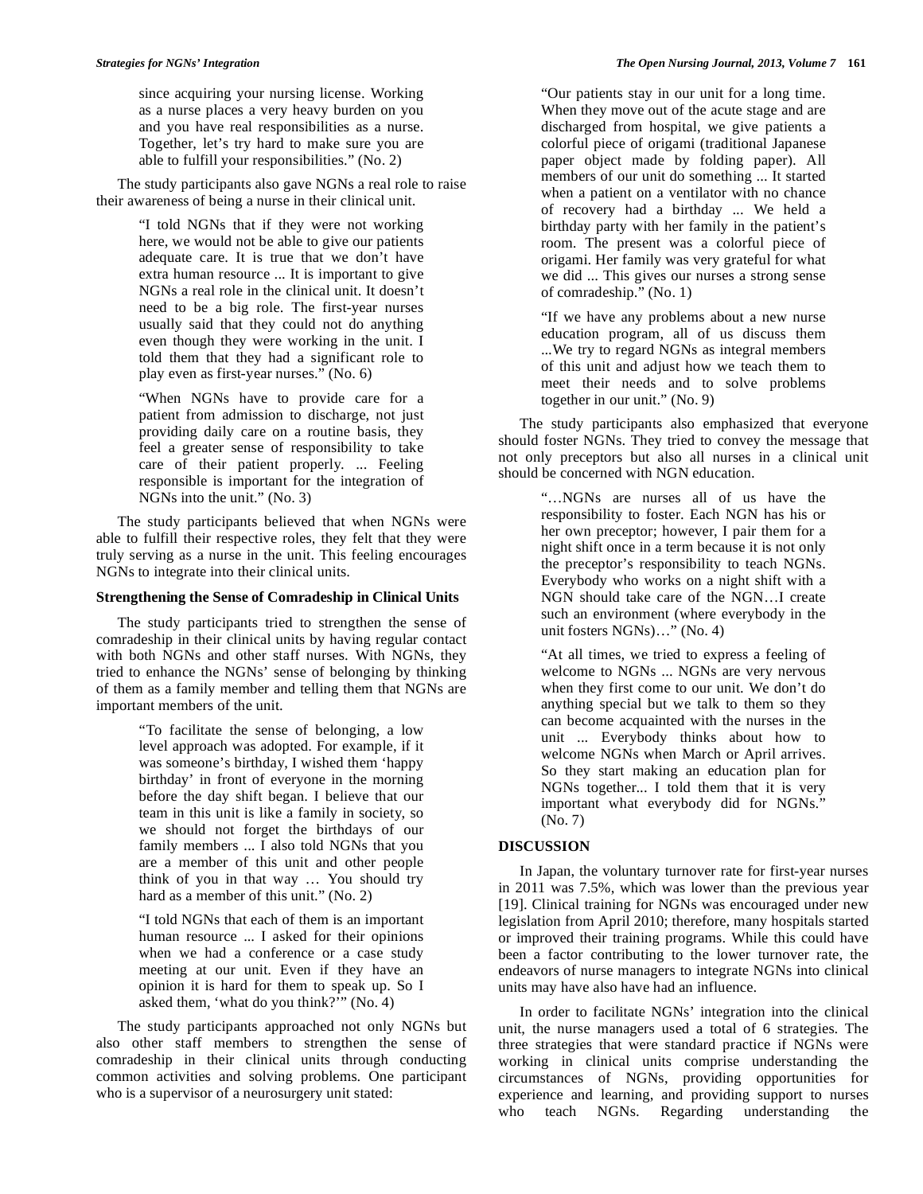since acquiring your nursing license. Working as a nurse places a very heavy burden on you and you have real responsibilities as a nurse. Together, let's try hard to make sure you are able to fulfill your responsibilities." (No. 2)

The study participants also gave NGNs a real role to raise their awareness of being a nurse in their clinical unit.

> "I told NGNs that if they were not working here, we would not be able to give our patients adequate care. It is true that we don't have extra human resource ... It is important to give NGNs a real role in the clinical unit. It doesn't need to be a big role. The first-year nurses usually said that they could not do anything even though they were working in the unit. I told them that they had a significant role to play even as first-year nurses." (No. 6)

> "When NGNs have to provide care for a patient from admission to discharge, not just providing daily care on a routine basis, they feel a greater sense of responsibility to take care of their patient properly. ... Feeling responsible is important for the integration of NGNs into the unit." (No. 3)

The study participants believed that when NGNs were able to fulfill their respective roles, they felt that they were truly serving as a nurse in the unit. This feeling encourages NGNs to integrate into their clinical units.

### Strengthening the Sense of Comradeship in Clinical Units

The study participants tried to strengthen the sense of comradeship in their clinical units by having regular contact with both NGNs and other staff nurses. With NGNs, they tried to enhance the NGNs' sense of belonging by thinking of them as a family member and telling them that NGNs are important members of the unit.

> "To facilitate the sense of belonging, a low level approach was adopted. For example, if it was someone's birthday, I wished them 'happy birthday' in front of everyone in the morning before the day shift began. I believe that our team in this unit is like a family in society, so we should not forget the birthdays of our family members ... I also told NGNs that you are a member of this unit and other people think of you in that way … You should try hard as a member of this unit." (No. 2)

> "I told NGNs that each of them is an important human resource ... I asked for their opinions when we had a conference or a case study meeting at our unit. Even if they have an opinion it is hard for them to speak up. So I asked them, 'what do you think?'" (No. 4)

The study participants approached not only NGNs but also other staff members to strengthen the sense of comradeship in their clinical units through conducting common activities and solving problems. One participant who is a supervisor of a neurosurgery unit stated:

> "Our patients stay in our unit for a long time. When they move out of the acute stage and are discharged from hospital, we give patients a colorful piece of origami (traditional Japanese paper object made by folding paper). All members of our unit do something ... It started when a patient on a ventilator with no chance of recovery had a birthday ... We held a birthday party with her family in the patient's room. The present was a colorful piece of origami. Her family was very grateful for what we did ... This gives our nurses a strong sense of comradeship." (No. 1)

> "If we have any problems about a new nurse education program, all of us discuss them ...We try to regard NGNs as integral members of this unit and adjust how we teach them to meet their needs and to solve problems together in our unit." (No. 9)

The study participants also emphasized that everyone should foster NGNs. They tried to convey the message that not only preceptors but also all nurses in a clinical unit should be concerned with NGN education.

> "…NGNs are nurses all of us have the responsibility to foster. Each NGN has his or her own preceptor; however, I pair them for a night shift once in a term because it is not only the preceptor's responsibility to teach NGNs. Everybody who works on a night shift with a NGN should take care of the NGN…I create such an environment (where everybody in the unit fosters NGNs)…" (No. 4)

> "At all times, we tried to express a feeling of welcome to NGNs ... NGNs are very nervous when they first come to our unit. We don't do anything special but we talk to them so they can become acquainted with the nurses in the unit ... Everybody thinks about how to welcome NGNs when March or April arrives. So they start making an education plan for NGNs together... I told them that it is very important what everybody did for NGNs." (No. 7)

## DISCUSSION

In Japan, the voluntary turnover rate for first-year nurses in 2011 was 7.5%, which was lower than the previous year [19]. Clinical training for NGNs was encouraged under new legislation from April 2010; therefore, many hospitals started or improved their training programs. While this could have been a factor contributing to the lower turnover rate, the endeavors of nurse managers to integrate NGNs into clinical units may have also have had an influence.

In order to facilitate NGNs' integration into the clinical unit, the nurse managers used a total of 6 strategies. The three strategies that were standard practice if NGNs were working in clinical units comprise understanding the circumstances of NGNs, providing opportunities for experience and learning, and providing support to nurses who teach NGNs. Regarding understanding the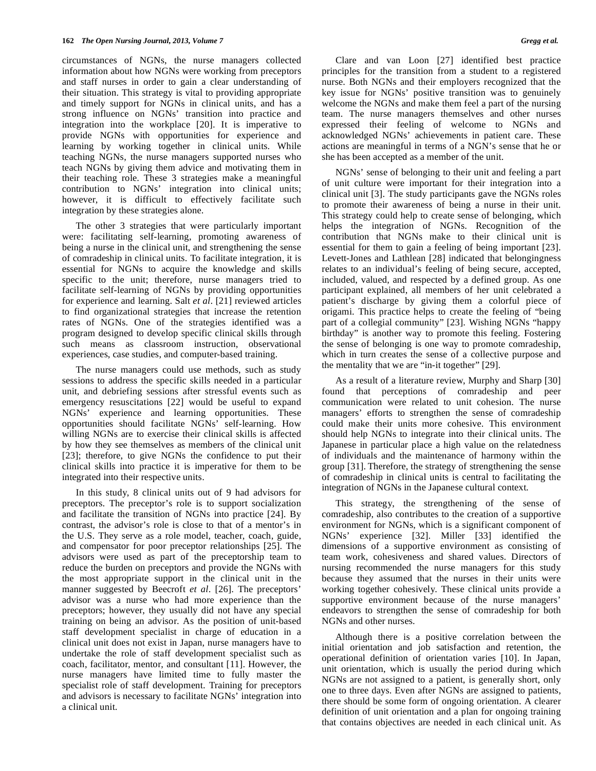circumstances of NGNs, the nurse managers collected information about how NGNs were working from preceptors and staff nurses in order to gain a clear understanding of their situation. This strategy is vital to providing appropriate and timely support for NGNs in clinical units, and has a strong influence on NGNs' transition into practice and integration into the workplace [20]. It is imperative to provide NGNs with opportunities for experience and learning by working together in clinical units. While teaching NGNs, the nurse managers supported nurses who teach NGNs by giving them advice and motivating them in their teaching role. These 3 strategies make a meaningful contribution to NGNs' integration into clinical units; however, it is difficult to effectively facilitate such integration by these strategies alone.

The other 3 strategies that were particularly important were: facilitating self-learning, promoting awareness of being a nurse in the clinical unit, and strengthening the sense of comradeship in clinical units. To facilitate integration, it is essential for NGNs to acquire the knowledge and skills specific to the unit; therefore, nurse managers tried to facilitate self-learning of NGNs by providing opportunities for experience and learning. Salt *et al*. [21] reviewed articles to find organizational strategies that increase the retention rates of NGNs. One of the strategies identified was a program designed to develop specific clinical skills through such means as classroom instruction, observational experiences, case studies, and computer-based training.

The nurse managers could use methods, such as study sessions to address the specific skills needed in a particular unit, and debriefing sessions after stressful events such as emergency resuscitations [22] would be useful to expand NGNs' experience and learning opportunities. These opportunities should facilitate NGNs' self-learning. How willing NGNs are to exercise their clinical skills is affected by how they see themselves as members of the clinical unit [23]; therefore, to give NGNs the confidence to put their clinical skills into practice it is imperative for them to be integrated into their respective units.

In this study, 8 clinical units out of 9 had advisors for preceptors. The preceptor's role is to support socialization and facilitate the transition of NGNs into practice [24]. By contrast, the advisor's role is close to that of a mentor's in the U.S. They serve as a role model, teacher, coach, guide, and compensator for poor preceptor relationships [25]. The advisors were used as part of the preceptorship team to reduce the burden on preceptors and provide the NGNs with the most appropriate support in the clinical unit in the manner suggested by Beecroft *et al*. [26]. The preceptors' advisor was a nurse who had more experience than the preceptors; however, they usually did not have any special training on being an advisor. As the position of unit-based staff development specialist in charge of education in a clinical unit does not exist in Japan, nurse managers have to undertake the role of staff development specialist such as coach, facilitator, mentor, and consultant [11]. However, the nurse managers have limited time to fully master the specialist role of staff development. Training for preceptors and advisors is necessary to facilitate NGNs' integration into a clinical unit.

Clare and van Loon [27] identified best practice principles for the transition from a student to a registered nurse. Both NGNs and their employers recognized that the key issue for NGNs' positive transition was to genuinely welcome the NGNs and make them feel a part of the nursing team. The nurse managers themselves and other nurses expressed their feeling of welcome to NGNs and acknowledged NGNs' achievements in patient care. These actions are meaningful in terms of a NGN's sense that he or she has been accepted as a member of the unit.

NGNs' sense of belonging to their unit and feeling a part of unit culture were important for their integration into a clinical unit [3]. The study participants gave the NGNs roles to promote their awareness of being a nurse in their unit. This strategy could help to create sense of belonging, which helps the integration of NGNs. Recognition of the contribution that NGNs make to their clinical unit is essential for them to gain a feeling of being important [23]. Levett-Jones and Lathlean [28] indicated that belongingness relates to an individual's feeling of being secure, accepted, included, valued, and respected by a defined group. As one participant explained, all members of her unit celebrated a patient's discharge by giving them a colorful piece of origami. This practice helps to create the feeling of "being part of a collegial community" [23]. Wishing NGNs "happy birthday" is another way to promote this feeling. Fostering the sense of belonging is one way to promote comradeship, which in turn creates the sense of a collective purpose and the mentality that we are "in-it together" [29].

As a result of a literature review, Murphy and Sharp [30] found that perceptions of comradeship and peer communication were related to unit cohesion. The nurse managers' efforts to strengthen the sense of comradeship could make their units more cohesive. This environment should help NGNs to integrate into their clinical units. The Japanese in particular place a high value on the relatedness of individuals and the maintenance of harmony within the group [31]. Therefore, the strategy of strengthening the sense of comradeship in clinical units is central to facilitating the integration of NGNs in the Japanese cultural context.

This strategy, the strengthening of the sense of comradeship, also contributes to the creation of a supportive environment for NGNs, which is a significant component of NGNs' experience [32]. Miller [33] identified the dimensions of a supportive environment as consisting of team work, cohesiveness and shared values. Directors of nursing recommended the nurse managers for this study because they assumed that the nurses in their units were working together cohesively. These clinical units provide a supportive environment because of the nurse managers' endeavors to strengthen the sense of comradeship for both NGNs and other nurses.

Although there is a positive correlation between the initial orientation and job satisfaction and retention, the operational definition of orientation varies [10]. In Japan, unit orientation, which is usually the period during which NGNs are not assigned to a patient, is generally short, only one to three days. Even after NGNs are assigned to patients, there should be some form of ongoing orientation. A clearer definition of unit orientation and a plan for ongoing training that contains objectives are needed in each clinical unit. As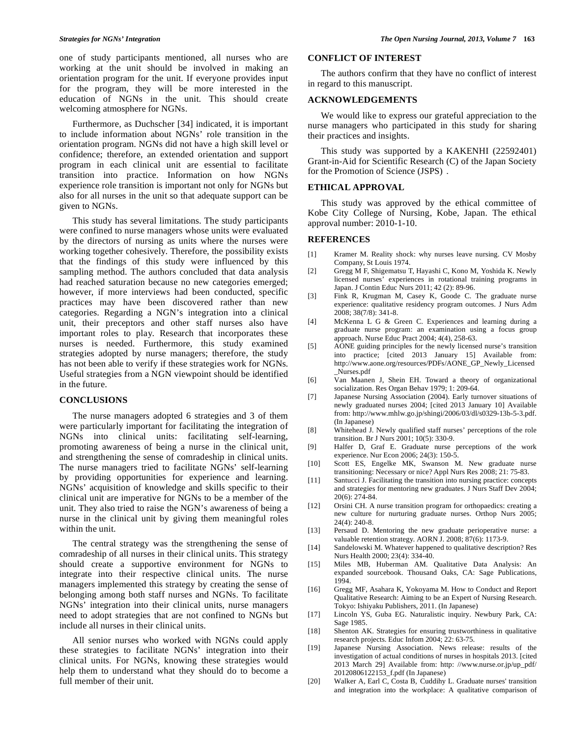one of study participants mentioned, all nurses who are working at the unit should be involved in making an orientation program for the unit. If everyone provides input for the program, they will be more interested in the education of NGNs in the unit. This should create welcoming atmosphere for NGNs.

Furthermore, as Duchscher [34] indicated, it is important to include information about NGNs' role transition in the orientation program. NGNs did not have a high skill level or confidence; therefore, an extended orientation and support program in each clinical unit are essential to facilitate transition into practice. Information on how NGNs experience role transition is important not only for NGNs but also for all nurses in the unit so that adequate support can be given to NGNs.

This study has several limitations. The study participants were confined to nurse managers whose units were evaluated by the directors of nursing as units where the nurses were working together cohesively. Therefore, the possibility exists that the findings of this study were influenced by this sampling method. The authors concluded that data analysis had reached saturation because no new categories emerged; however, if more interviews had been conducted, specific practices may have been discovered rather than new categories. Regarding a NGN's integration into a clinical unit, their preceptors and other staff nurses also have important roles to play. Research that incorporates these nurses is needed. Furthermore, this study examined strategies adopted by nurse managers; therefore, the study has not been able to verify if these strategies work for NGNs. Useful strategies from a NGN viewpoint should be identified in the future.

## CONCLUSIONS

The nurse managers adopted 6 strategies and 3 of them were particularly important for facilitating the integration of NGNs into clinical units: facilitating self-learning, promoting awareness of being a nurse in the clinical unit, and strengthening the sense of comradeship in clinical units. The nurse managers tried to facilitate NGNs' self-learning by providing opportunities for experience and learning. NGNs' acquisition of knowledge and skills specific to their clinical unit are imperative for NGNs to be a member of the unit. They also tried to raise the NGN's awareness of being a nurse in the clinical unit by giving them meaningful roles within the unit.

The central strategy was the strengthening the sense of comradeship of all nurses in their clinical units. This strategy should create a supportive environment for NGNs to integrate into their respective clinical units. The nurse managers implemented this strategy by creating the sense of belonging among both staff nurses and NGNs. To facilitate NGNs' integration into their clinical units, nurse managers need to adopt strategies that are not confined to NGNs but include all nurses in their clinical units.

All senior nurses who worked with NGNs could apply these strategies to facilitate NGNs' integration into their clinical units. For NGNs, knowing these strategies would help them to understand what they should do to become a full member of their unit.

## CONFLICT OF INTEREST

The authors confirm that they have no conflict of interest in regard to this manuscript.

## ACKNOWLEDGEMENTS

We would like to express our grateful appreciation to the nurse managers who participated in this study for sharing their practices and insights.

This study was supported by a KAKENHI (22592401) Grant-in-Aid for Scientific Research (C) of the Japan Society for the Promotion of Science (JSPS).

## ETHICAL APPROVAL

This study was approved by the ethical committee of Kobe City College of Nursing, Kobe, Japan. The ethical approval number: 2010-1-10.

## REFERENCES

[1] Kramer M. Reality shock: why nurses leave nursing. CV Mosby Company, St Louis 1974.

[2] Gregg M F, Shigematsu T, Hayashi C, Kono M, Yoshida K. Newly licensed nurses' experiences in rotational training programs in Japan. J Contin Educ Nurs 2011; 42 (2): 89-96.

[3] Fink R, Krugman M, Casey K, Goode C. The graduate nurse experience: qualitative residency program outcomes. J Nurs Adm 2008; 38(7/8): 341-8.

[4] McKenna L G & Green C. Experiences and learning during a graduate nurse program: an examination using a focus group approach. Nurse Educ Pract 2004; 4(4), 258-63.

[5] AONE guiding principles for the newly licensed nurse's transition into practice; [cited 2013 January 15] Available from: http://www.aone.org/resources/PDFs/AONE_GP_Newly_Licensed_Nurses.pdf

[6] Van Maanen J, Shein EH. Toward a theory of organizational socialization. Res Organ Behav 1979; 1: 209-64.

[7] Japanese Nursing Association (2004). Early turnover situations of newly graduated nurses 2004; [cited 2013 January 10] Available from: http://www.mhlw.go.jp/shingi/2006/03/dl/s0329-13b-5-3.pdf. (In Japanese)

[8] Whitehead J. Newly qualified staff nurses' perceptions of the role transition. Br J Nurs 2001; 10(5): 330-9.

[9] Halfer D, Graf E. Graduate nurse perceptions of the work experience. Nur Econ 2006; 24(3): 150-5.

[10] Scott ES, Engelke MK, Swanson M. New graduate nurse transitioning: Necessary or nice? Appl Nurs Res 2008; 21: 75-83.

[11] Santucci J. Facilitating the transition into nursing practice: concepts and strategies for mentoring new graduates. J Nurs Staff Dev 2004; 20(6): 274-84.

[12] Orsini CH. A nurse transition program for orthopaedics: creating a new culture for nurturing graduate nurses. Orthop Nurs 2005; 24(4): 240-8.

[13] Persaud D. Mentoring the new graduate perioperative nurse: a valuable retention strategy. AORN J. 2008; 87(6): 1173-9.

[14] Sandelowski M. Whatever happened to qualitative description? Res Nurs Health 2000; 23(4): 334-40.

[15] Miles MB, Huberman AM. Qualitative Data Analysis: An expanded sourcebook. Thousand Oaks, CA: Sage Publications, 1994.

[16] Gregg MF, Asahara K, Yokoyama M. How to Conduct and Report Qualitative Research: Aiming to be an Expert of Nursing Research. Tokyo: Ishiyaku Publishers, 2011. (In Japanese)

[17] Lincoln YS, Guba EG. Naturalistic inquiry. Newbury Park, CA: Sage 1985.

[18] Shenton AK. Strategies for ensuring trustworthiness in qualitative research projects. Educ Infom 2004; 22: 63-75.

[19] Japanese Nursing Association. News release: results of the investigation of actual conditions of nurses in hospitals 2013. [cited 2013 March 29] Available from: http: //www.nurse.or.jp/up_pdf/20120806122153_f.pdf (In Japanese)

[20] Walker A, Earl C, Costa B, Cuddihy L. Graduate nurses' transition and integration into the workplace: A qualitative comparison of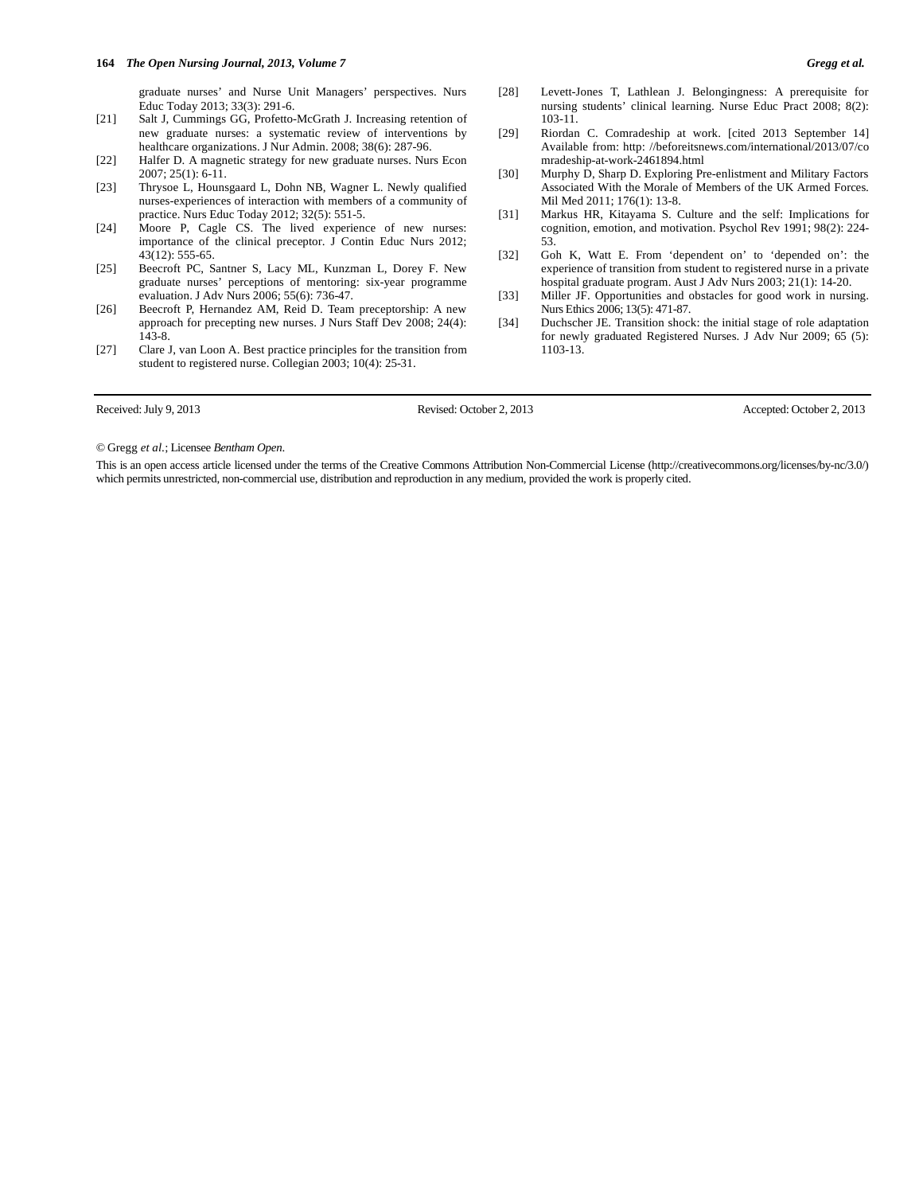graduate nurses' and Nurse Unit Managers' perspectives. Nurs Educ Today 2013; 33(3): 291-6.

[21] Salt J, Cummings GG, Profetto-McGrath J. Increasing retention of new graduate nurses: a systematic review of interventions by healthcare organizations. J Nur Admin. 2008; 38(6): 287-96.

[22] Halfer D. A magnetic strategy for new graduate nurses. Nurs Econ 2007; 25(1): 6-11.

[23] Thrysoe L, Hounsgaard L, Dohn NB, Wagner L. Newly qualified nurses-experiences of interaction with members of a community of practice. Nurs Educ Today 2012; 32(5): 551-5.

[24] Moore P, Cagle CS. The lived experience of new nurses: importance of the clinical preceptor. J Contin Educ Nurs 2012; 43(12): 555-65.

[25] Beecroft PC, Santner S, Lacy ML, Kunzman L, Dorey F. New graduate nurses' perceptions of mentoring: six-year programme evaluation. J Adv Nurs 2006; 55(6): 736-47.

[26] Beecroft P, Hernandez AM, Reid D. Team preceptorship: A new approach for precepting new nurses. J Nurs Staff Dev 2008; 24(4): 143-8.

[27] Clare J, van Loon A. Best practice principles for the transition from student to registered nurse. Collegian 2003; 10(4): 25-31.

[28] Levett-Jones T, Lathlean J. Belongingness: A prerequisite for nursing students' clinical learning. Nurse Educ Pract 2008; 8(2): 103-11.

[29] Riordan C. Comradeship at work. [cited 2013 September 14] Available from: http: //beforeitsnews.com/international/2013/07/comradeship-at-work-2461894.html

[30] Murphy D, Sharp D. Exploring Pre-enlistment and Military Factors Associated With the Morale of Members of the UK Armed Forces. Mil Med 2011; 176(1): 13-8.

[31] Markus HR, Kitayama S. Culture and the self: Implications for cognition, emotion, and motivation. Psychol Rev 1991; 98(2): 224-53.

[32] Goh K, Watt E. From 'dependent on' to 'depended on': the experience of transition from student to registered nurse in a private hospital graduate program. Aust J Adv Nurs 2003; 21(1): 14-20.

[33] Miller JF. Opportunities and obstacles for good work in nursing. Nurs Ethics 2006; 13(5): 471-87.

[34] Duchscher JE. Transition shock: the initial stage of role adaptation for newly graduated Registered Nurses. J Adv Nur 2009; 65 (5): 1103-13.

---

Received: July 9, 2013 Revised: October 2, 2013 Accepted: October 2, 2013

© Gregg *et al.*; Licensee *Bentham Open.*

This is an open access article licensed under the terms of the Creative Commons Attribution Non-Commercial License (http://creativecommons.org/licenses/by-nc/3.0/) which permits unrestricted, non-commercial use, distribution and reproduction in any medium, provided the work is properly cited.